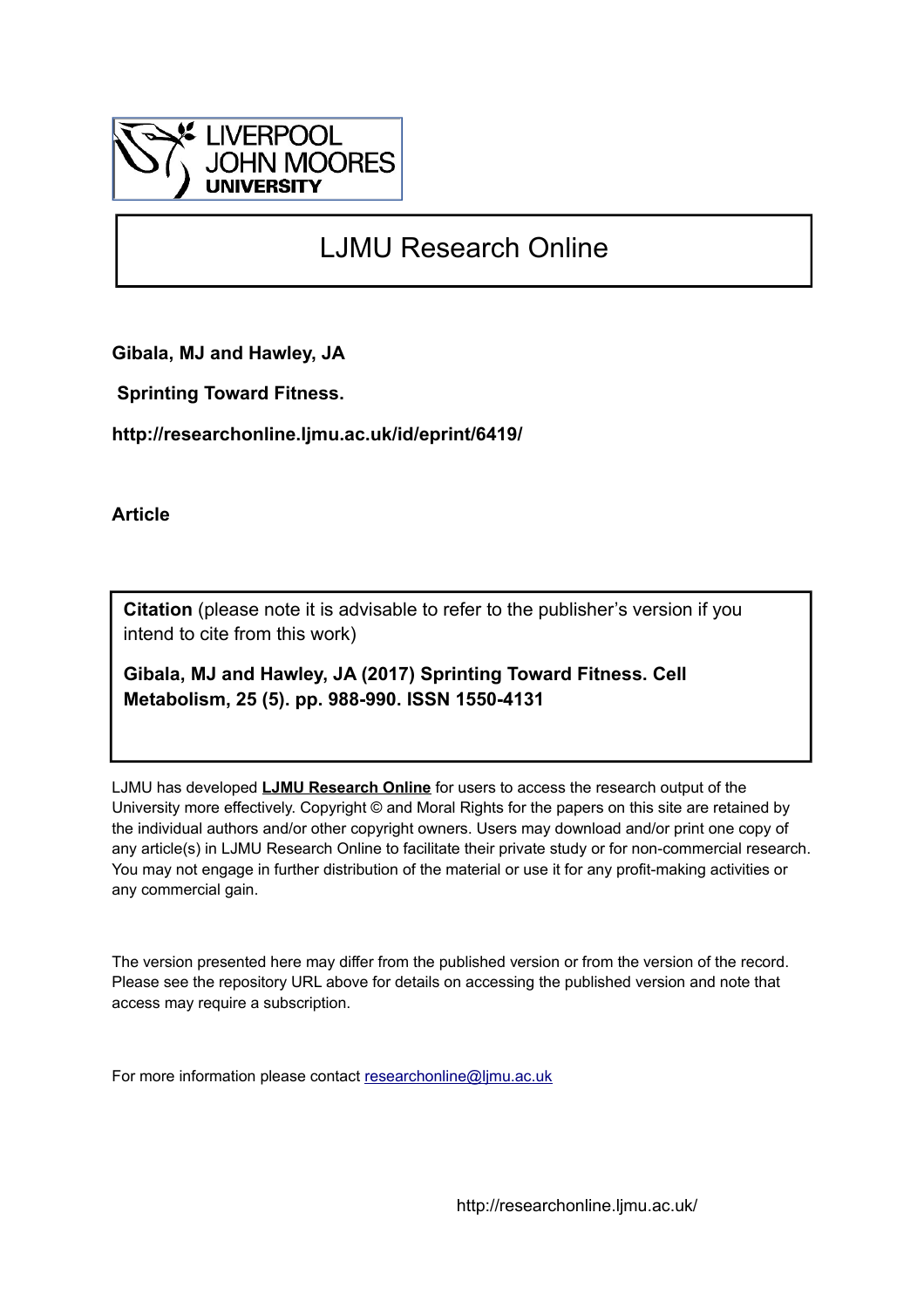LIVERPOOL JOHN MOORES UNIVERSITY

# LJMU Research Online

**Gibala, MJ and Hawley, JA**

**Sprinting Toward Fitness.**

**http://researchonline.ljmu.ac.uk/id/eprint/6419/**

**Article**

**Citation** (please note it is advisable to refer to the publisher's version if you intend to cite from this work)

**Gibala, MJ and Hawley, JA (2017) Sprinting Toward Fitness. Cell Metabolism, 25 (5). pp. 988-990. ISSN 1550-4131**

LJMU has developed **LJMU Research Online** for users to access the research output of the University more effectively. Copyright © and Moral Rights for the papers on this site are retained by the individual authors and/or other copyright owners. Users may download and/or print one copy of any article(s) in LJMU Research Online to facilitate their private study or for non-commercial research. You may not engage in further distribution of the material or use it for any profit-making activities or any commercial gain.

The version presented here may differ from the published version or from the version of the record. Please see the repository URL above for details on accessing the published version and note that access may require a subscription.

For more information please contact researchonline@ljmu.ac.uk

http://researchonline.ljmu.ac.uk/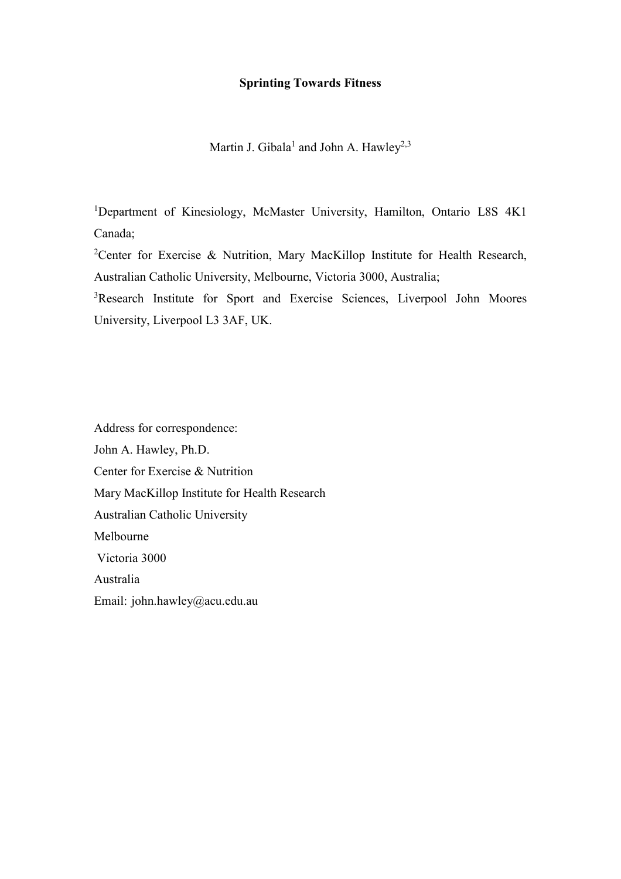**Sprinting Towards Fitness**

Martin J. Gibala[1] and John A. Hawley[2,3]

[1]Department of Kinesiology, McMaster University, Hamilton, Ontario L8S 4K1 Canada;

[2]Center for Exercise & Nutrition, Mary MacKillop Institute for Health Research, Australian Catholic University, Melbourne, Victoria 3000, Australia;

[3]Research Institute for Sport and Exercise Sciences, Liverpool John Moores University, Liverpool L3 3AF, UK.

Address for correspondence:
John A. Hawley, Ph.D.
Center for Exercise & Nutrition
Mary MacKillop Institute for Health Research
Australian Catholic University
Melbourne
Victoria 3000
Australia
Email: john.hawley@acu.edu.au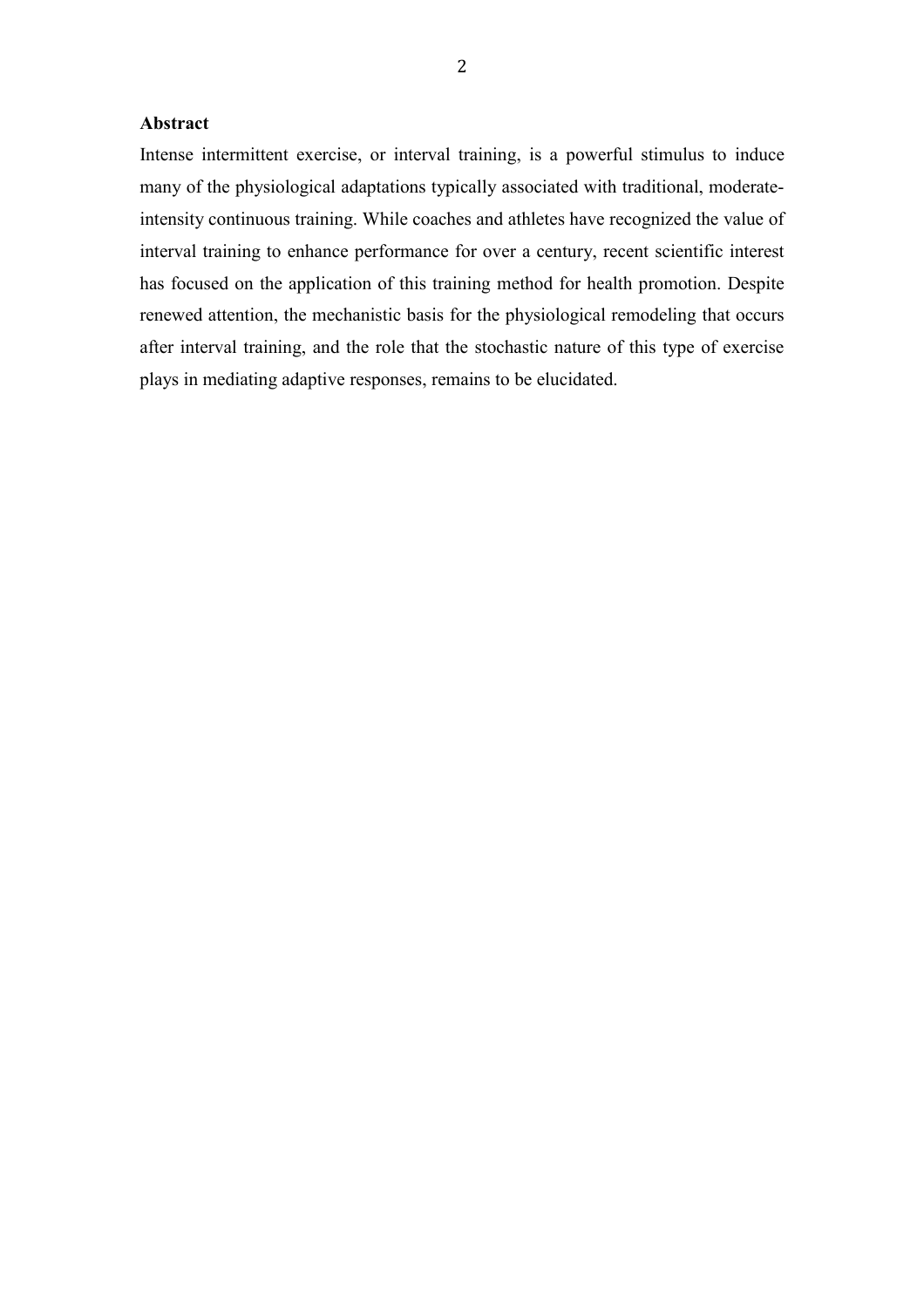**Abstract**

Intense intermittent exercise, or interval training, is a powerful stimulus to induce many of the physiological adaptations typically associated with traditional, moderate-intensity continuous training. While coaches and athletes have recognized the value of interval training to enhance performance for over a century, recent scientific interest has focused on the application of this training method for health promotion. Despite renewed attention, the mechanistic basis for the physiological remodeling that occurs after interval training, and the role that the stochastic nature of this type of exercise plays in mediating adaptive responses, remains to be elucidated.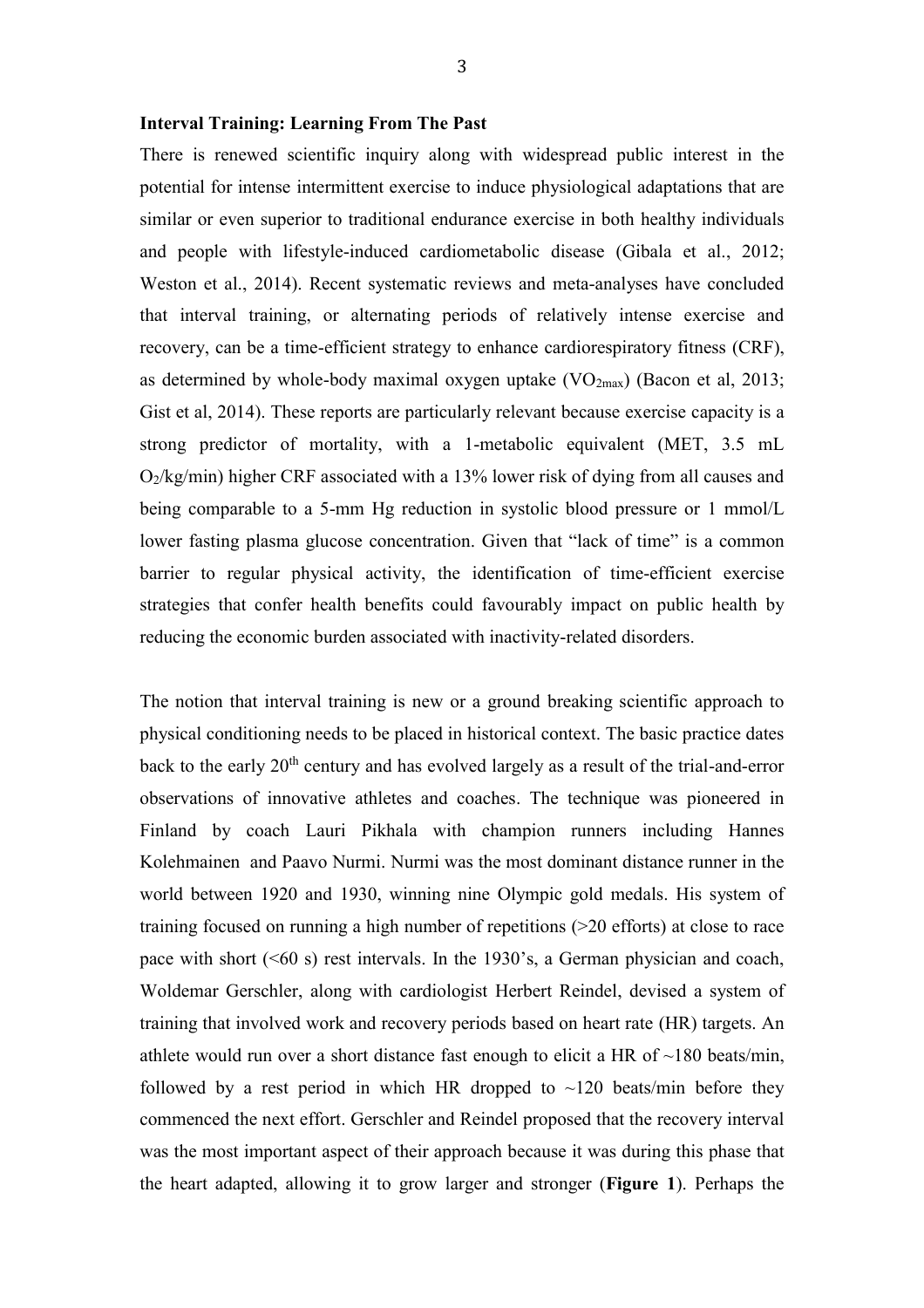**Interval Training: Learning From The Past**

There is renewed scientific inquiry along with widespread public interest in the potential for intense intermittent exercise to induce physiological adaptations that are similar or even superior to traditional endurance exercise in both healthy individuals and people with lifestyle-induced cardiometabolic disease (Gibala et al., 2012; Weston et al., 2014). Recent systematic reviews and meta-analyses have concluded that interval training, or alternating periods of relatively intense exercise and recovery, can be a time-efficient strategy to enhance cardiorespiratory fitness (CRF), as determined by whole-body maximal oxygen uptake ($VO_{2max}$) (Bacon et al, 2013; Gist et al, 2014). These reports are particularly relevant because exercise capacity is a strong predictor of mortality, with a 1-metabolic equivalent (MET, 3.5 mL $O_2$/kg/min) higher CRF associated with a 13% lower risk of dying from all causes and being comparable to a 5-mm Hg reduction in systolic blood pressure or 1 mmol/L lower fasting plasma glucose concentration. Given that "lack of time" is a common barrier to regular physical activity, the identification of time-efficient exercise strategies that confer health benefits could favourably impact on public health by reducing the economic burden associated with inactivity-related disorders.

The notion that interval training is new or a ground breaking scientific approach to physical conditioning needs to be placed in historical context. The basic practice dates back to the early 20th century and has evolved largely as a result of the trial-and-error observations of innovative athletes and coaches. The technique was pioneered in Finland by coach Lauri Pikhala with champion runners including Hannes Kolehmainen and Paavo Nurmi. Nurmi was the most dominant distance runner in the world between 1920 and 1930, winning nine Olympic gold medals. His system of training focused on running a high number of repetitions (>20 efforts) at close to race pace with short (<60 s) rest intervals. In the 1930's, a German physician and coach, Woldemar Gerschler, along with cardiologist Herbert Reindel, devised a system of training that involved work and recovery periods based on heart rate (HR) targets. An athlete would run over a short distance fast enough to elicit a HR of ~180 beats/min, followed by a rest period in which HR dropped to ~120 beats/min before they commenced the next effort. Gerschler and Reindel proposed that the recovery interval was the most important aspect of their approach because it was during this phase that the heart adapted, allowing it to grow larger and stronger (**Figure 1**). Perhaps the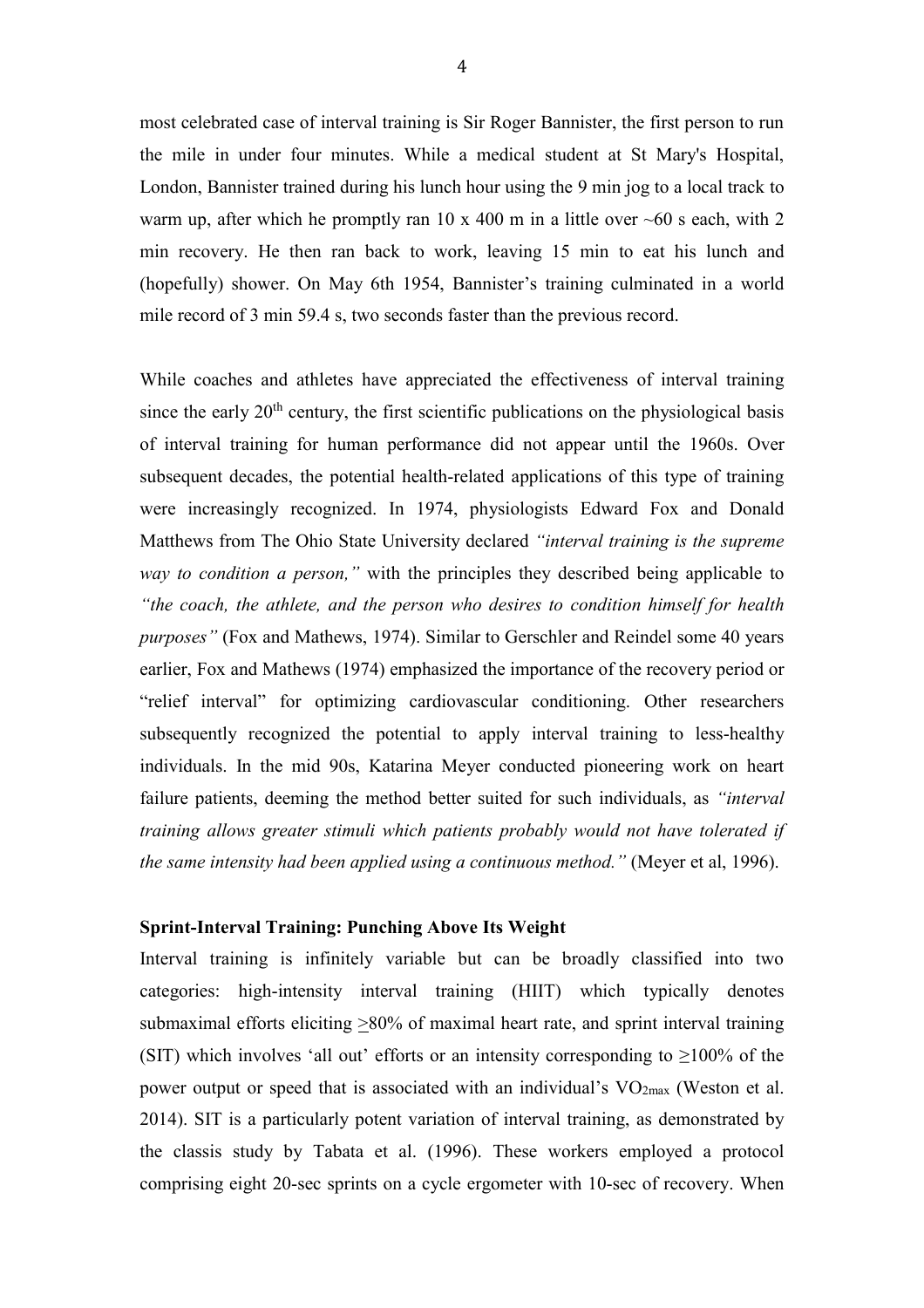most celebrated case of interval training is Sir Roger Bannister, the first person to run the mile in under four minutes. While a medical student at St Mary's Hospital, London, Bannister trained during his lunch hour using the 9 min jog to a local track to warm up, after which he promptly ran 10 x 400 m in a little over ~60 s each, with 2 min recovery. He then ran back to work, leaving 15 min to eat his lunch and (hopefully) shower. On May 6th 1954, Bannister's training culminated in a world mile record of 3 min 59.4 s, two seconds faster than the previous record.

While coaches and athletes have appreciated the effectiveness of interval training since the early 20th century, the first scientific publications on the physiological basis of interval training for human performance did not appear until the 1960s. Over subsequent decades, the potential health-related applications of this type of training were increasingly recognized. In 1974, physiologists Edward Fox and Donald Matthews from The Ohio State University declared *"interval training is the supreme way to condition a person,"* with the principles they described being applicable to *"the coach, the athlete, and the person who desires to condition himself for health purposes"* (Fox and Mathews, 1974). Similar to Gerschler and Reindel some 40 years earlier, Fox and Mathews (1974) emphasized the importance of the recovery period or "relief interval" for optimizing cardiovascular conditioning. Other researchers subsequently recognized the potential to apply interval training to less-healthy individuals. In the mid 90s, Katarina Meyer conducted pioneering work on heart failure patients, deeming the method better suited for such individuals, as *"interval training allows greater stimuli which patients probably would not have tolerated if the same intensity had been applied using a continuous method."* (Meyer et al, 1996).

**Sprint-Interval Training: Punching Above Its Weight**

Interval training is infinitely variable but can be broadly classified into two categories: high-intensity interval training (HIIT) which typically denotes submaximal efforts eliciting $\geq$80% of maximal heart rate, and sprint interval training (SIT) which involves 'all out' efforts or an intensity corresponding to $\geq$100% of the power output or speed that is associated with an individual's $VO_{2max}$ (Weston et al. 2014). SIT is a particularly potent variation of interval training, as demonstrated by the classis study by Tabata et al. (1996). These workers employed a protocol comprising eight 20-sec sprints on a cycle ergometer with 10-sec of recovery. When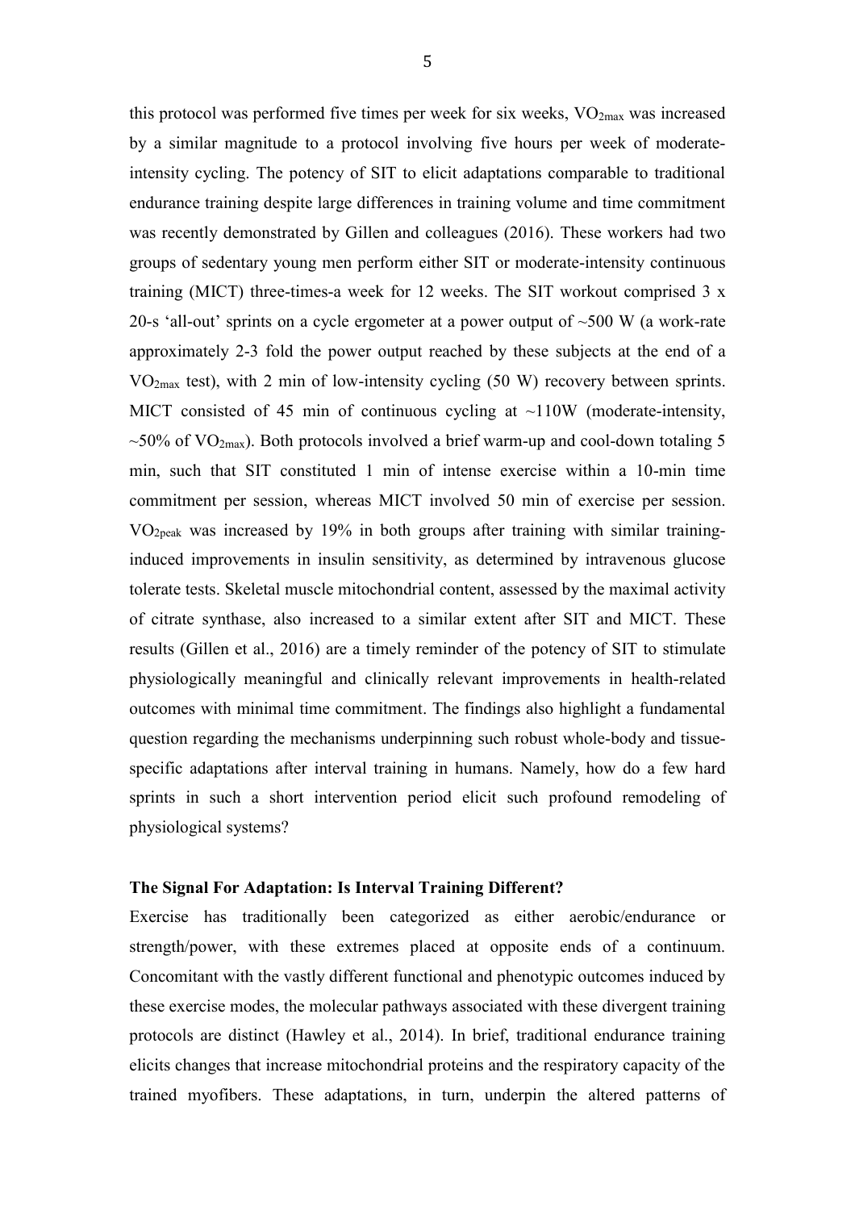this protocol was performed five times per week for six weeks, $VO_{2max}$ was increased by a similar magnitude to a protocol involving five hours per week of moderate-intensity cycling. The potency of SIT to elicit adaptations comparable to traditional endurance training despite large differences in training volume and time commitment was recently demonstrated by Gillen and colleagues (2016). These workers had two groups of sedentary young men perform either SIT or moderate-intensity continuous training (MICT) three-times-a week for 12 weeks. The SIT workout comprised 3 x 20-s 'all-out' sprints on a cycle ergometer at a power output of ~500 W (a work-rate approximately 2-3 fold the power output reached by these subjects at the end of a $VO_{2max}$ test), with 2 min of low-intensity cycling (50 W) recovery between sprints. MICT consisted of 45 min of continuous cycling at ~110W (moderate-intensity, ~50% of $VO_{2max}$). Both protocols involved a brief warm-up and cool-down totaling 5 min, such that SIT constituted 1 min of intense exercise within a 10-min time commitment per session, whereas MICT involved 50 min of exercise per session. $VO_{2peak}$ was increased by 19% in both groups after training with similar training-induced improvements in insulin sensitivity, as determined by intravenous glucose tolerate tests. Skeletal muscle mitochondrial content, assessed by the maximal activity of citrate synthase, also increased to a similar extent after SIT and MICT. These results (Gillen et al., 2016) are a timely reminder of the potency of SIT to stimulate physiologically meaningful and clinically relevant improvements in health-related outcomes with minimal time commitment. The findings also highlight a fundamental question regarding the mechanisms underpinning such robust whole-body and tissue-specific adaptations after interval training in humans. Namely, how do a few hard sprints in such a short intervention period elicit such profound remodeling of physiological systems?

## The Signal For Adaptation: Is Interval Training Different?

Exercise has traditionally been categorized as either aerobic/endurance or strength/power, with these extremes placed at opposite ends of a continuum. Concomitant with the vastly different functional and phenotypic outcomes induced by these exercise modes, the molecular pathways associated with these divergent training protocols are distinct (Hawley et al., 2014). In brief, traditional endurance training elicits changes that increase mitochondrial proteins and the respiratory capacity of the trained myofibers. These adaptations, in turn, underpin the altered patterns of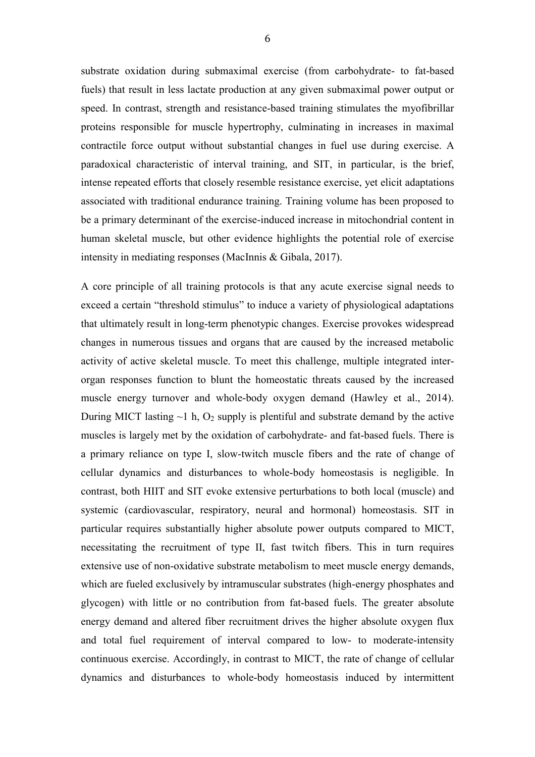substrate oxidation during submaximal exercise (from carbohydrate- to fat-based fuels) that result in less lactate production at any given submaximal power output or speed. In contrast, strength and resistance-based training stimulates the myofibrillar proteins responsible for muscle hypertrophy, culminating in increases in maximal contractile force output without substantial changes in fuel use during exercise. A paradoxical characteristic of interval training, and SIT, in particular, is the brief, intense repeated efforts that closely resemble resistance exercise, yet elicit adaptations associated with traditional endurance training. Training volume has been proposed to be a primary determinant of the exercise-induced increase in mitochondrial content in human skeletal muscle, but other evidence highlights the potential role of exercise intensity in mediating responses (MacInnis & Gibala, 2017).

A core principle of all training protocols is that any acute exercise signal needs to exceed a certain "threshold stimulus" to induce a variety of physiological adaptations that ultimately result in long-term phenotypic changes. Exercise provokes widespread changes in numerous tissues and organs that are caused by the increased metabolic activity of active skeletal muscle. To meet this challenge, multiple integrated inter-organ responses function to blunt the homeostatic threats caused by the increased muscle energy turnover and whole-body oxygen demand (Hawley et al., 2014). During MICT lasting ~1 h, $O_2$ supply is plentiful and substrate demand by the active muscles is largely met by the oxidation of carbohydrate- and fat-based fuels. There is a primary reliance on type I, slow-twitch muscle fibers and the rate of change of cellular dynamics and disturbances to whole-body homeostasis is negligible. In contrast, both HIIT and SIT evoke extensive perturbations to both local (muscle) and systemic (cardiovascular, respiratory, neural and hormonal) homeostasis. SIT in particular requires substantially higher absolute power outputs compared to MICT, necessitating the recruitment of type II, fast twitch fibers. This in turn requires extensive use of non-oxidative substrate metabolism to meet muscle energy demands, which are fueled exclusively by intramuscular substrates (high-energy phosphates and glycogen) with little or no contribution from fat-based fuels. The greater absolute energy demand and altered fiber recruitment drives the higher absolute oxygen flux and total fuel requirement of interval compared to low- to moderate-intensity continuous exercise. Accordingly, in contrast to MICT, the rate of change of cellular dynamics and disturbances to whole-body homeostasis induced by intermittent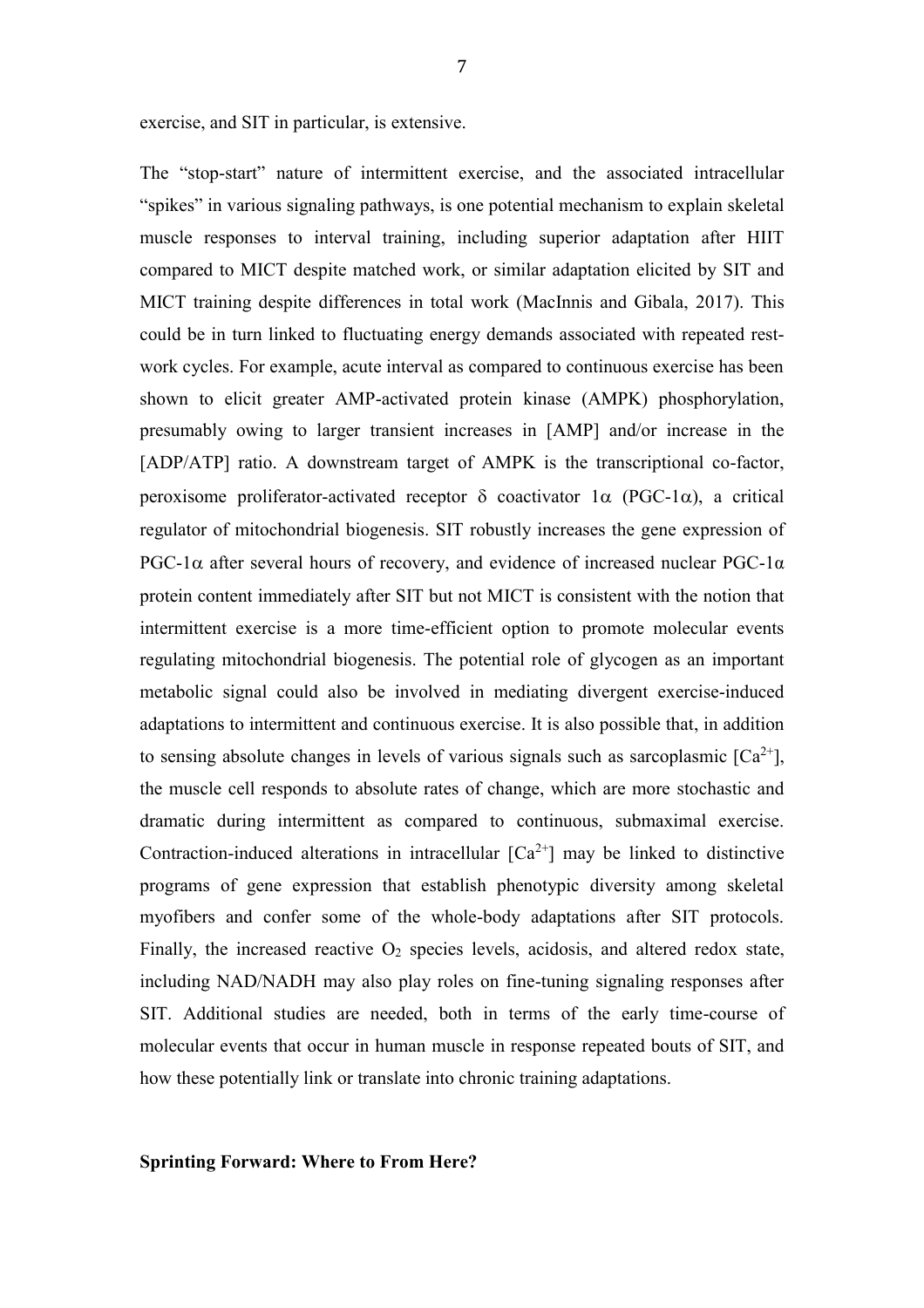exercise, and SIT in particular, is extensive.

The "stop-start" nature of intermittent exercise, and the associated intracellular "spikes" in various signaling pathways, is one potential mechanism to explain skeletal muscle responses to interval training, including superior adaptation after HIIT compared to MICT despite matched work, or similar adaptation elicited by SIT and MICT training despite differences in total work (MacInnis and Gibala, 2017). This could be in turn linked to fluctuating energy demands associated with repeated rest-work cycles. For example, acute interval as compared to continuous exercise has been shown to elicit greater AMP-activated protein kinase (AMPK) phosphorylation, presumably owing to larger transient increases in [AMP] and/or increase in the [ADP/ATP] ratio. A downstream target of AMPK is the transcriptional co-factor, peroxisome proliferator-activated receptor $\delta$ coactivator $1\alpha$ (PGC-$1\alpha$), a critical regulator of mitochondrial biogenesis. SIT robustly increases the gene expression of PGC-$1\alpha$ after several hours of recovery, and evidence of increased nuclear PGC-$1\alpha$ protein content immediately after SIT but not MICT is consistent with the notion that intermittent exercise is a more time-efficient option to promote molecular events regulating mitochondrial biogenesis. The potential role of glycogen as an important metabolic signal could also be involved in mediating divergent exercise-induced adaptations to intermittent and continuous exercise. It is also possible that, in addition to sensing absolute changes in levels of various signals such as sarcoplasmic [$Ca^{2+}$], the muscle cell responds to absolute rates of change, which are more stochastic and dramatic during intermittent as compared to continuous, submaximal exercise. Contraction-induced alterations in intracellular [$Ca^{2+}$] may be linked to distinctive programs of gene expression that establish phenotypic diversity among skeletal myofibers and confer some of the whole-body adaptations after SIT protocols. Finally, the increased reactive $O_2$ species levels, acidosis, and altered redox state, including NAD/NADH may also play roles on fine-tuning signaling responses after SIT. Additional studies are needed, both in terms of the early time-course of molecular events that occur in human muscle in response repeated bouts of SIT, and how these potentially link or translate into chronic training adaptations.

## Sprinting Forward: Where to From Here?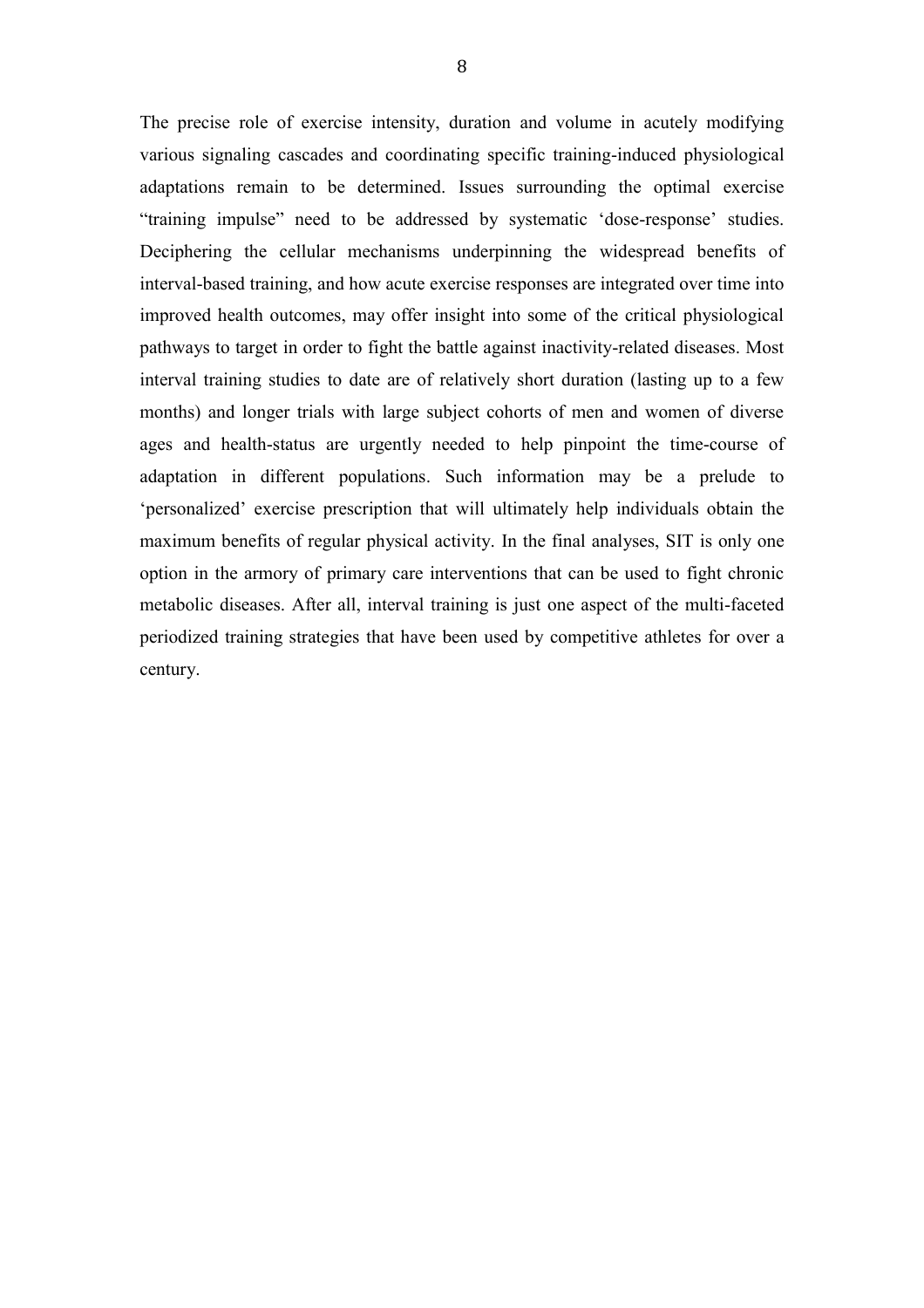The precise role of exercise intensity, duration and volume in acutely modifying various signaling cascades and coordinating specific training-induced physiological adaptations remain to be determined. Issues surrounding the optimal exercise "training impulse" need to be addressed by systematic 'dose-response' studies. Deciphering the cellular mechanisms underpinning the widespread benefits of interval-based training, and how acute exercise responses are integrated over time into improved health outcomes, may offer insight into some of the critical physiological pathways to target in order to fight the battle against inactivity-related diseases. Most interval training studies to date are of relatively short duration (lasting up to a few months) and longer trials with large subject cohorts of men and women of diverse ages and health-status are urgently needed to help pinpoint the time-course of adaptation in different populations. Such information may be a prelude to 'personalized' exercise prescription that will ultimately help individuals obtain the maximum benefits of regular physical activity. In the final analyses, SIT is only one option in the armory of primary care interventions that can be used to fight chronic metabolic diseases. After all, interval training is just one aspect of the multi-faceted periodized training strategies that have been used by competitive athletes for over a century.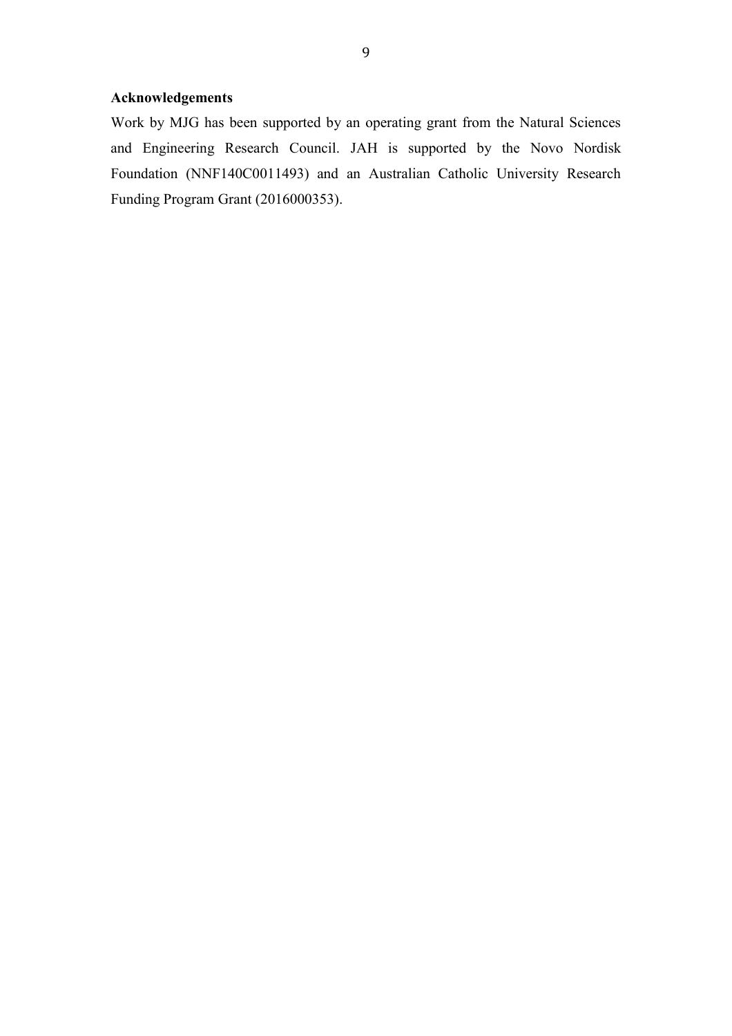## Acknowledgements

Work by MJG has been supported by an operating grant from the Natural Sciences and Engineering Research Council. JAH is supported by the Novo Nordisk Foundation (NNF140C0011493) and an Australian Catholic University Research Funding Program Grant (2016000353).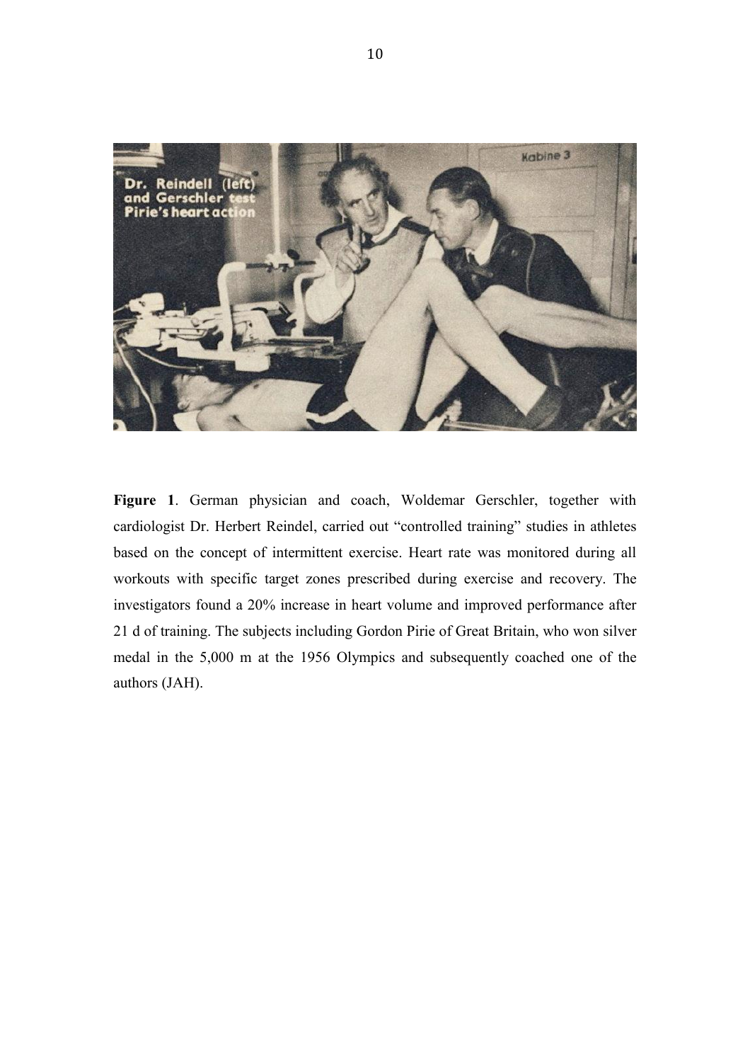**Figure 1**. German physician and coach, Woldemar Gerschler, together with cardiologist Dr. Herbert Reindel, carried out "controlled training" studies in athletes based on the concept of intermittent exercise. Heart rate was monitored during all workouts with specific target zones prescribed during exercise and recovery. The investigators found a 20% increase in heart volume and improved performance after 21 d of training. The subjects including Gordon Pirie of Great Britain, who won silver medal in the 5,000 m at the 1956 Olympics and subsequently coached one of the authors (JAH).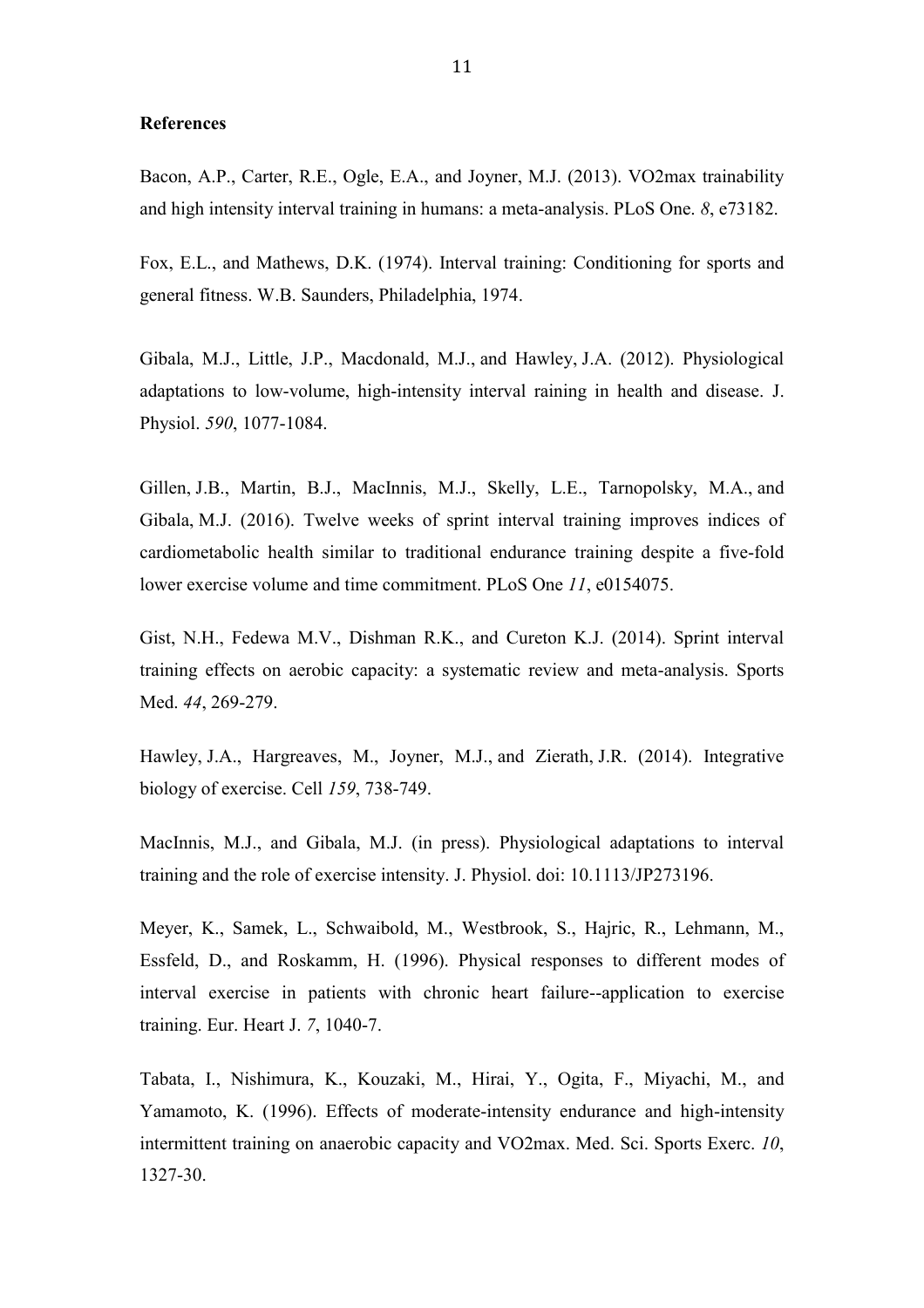**References**

Bacon, A.P., Carter, R.E., Ogle, E.A., and Joyner, M.J. (2013). VO2max trainability and high intensity interval training in humans: a meta-analysis. PLoS One. *8*, e73182.

Fox, E.L., and Mathews, D.K. (1974). Interval training: Conditioning for sports and general fitness. W.B. Saunders, Philadelphia, 1974.

Gibala, M.J., Little, J.P., Macdonald, M.J., and Hawley, J.A. (2012). Physiological adaptations to low-volume, high-intensity interval raining in health and disease. J. Physiol. *590*, 1077-1084.

Gillen, J.B., Martin, B.J., MacInnis, M.J., Skelly, L.E., Tarnopolsky, M.A., and Gibala, M.J. (2016). Twelve weeks of sprint interval training improves indices of cardiometabolic health similar to traditional endurance training despite a five-fold lower exercise volume and time commitment. PLoS One *11*, e0154075.

Gist, N.H., Fedewa M.V., Dishman R.K., and Cureton K.J. (2014). Sprint interval training effects on aerobic capacity: a systematic review and meta-analysis. Sports Med. *44*, 269-279.

Hawley, J.A., Hargreaves, M., Joyner, M.J., and Zierath, J.R. (2014). Integrative biology of exercise. Cell *159*, 738-749.

MacInnis, M.J., and Gibala, M.J. (in press). Physiological adaptations to interval training and the role of exercise intensity. J. Physiol. doi: 10.1113/JP273196.

Meyer, K., Samek, L., Schwaibold, M., Westbrook, S., Hajric, R., Lehmann, M., Essfeld, D., and Roskamm, H. (1996). Physical responses to different modes of interval exercise in patients with chronic heart failure--application to exercise training. Eur. Heart J. *7*, 1040-7.

Tabata, I., Nishimura, K., Kouzaki, M., Hirai, Y., Ogita, F., Miyachi, M., and Yamamoto, K. (1996). Effects of moderate-intensity endurance and high-intensity intermittent training on anaerobic capacity and VO2max. Med. Sci. Sports Exerc. *10*, 1327-30.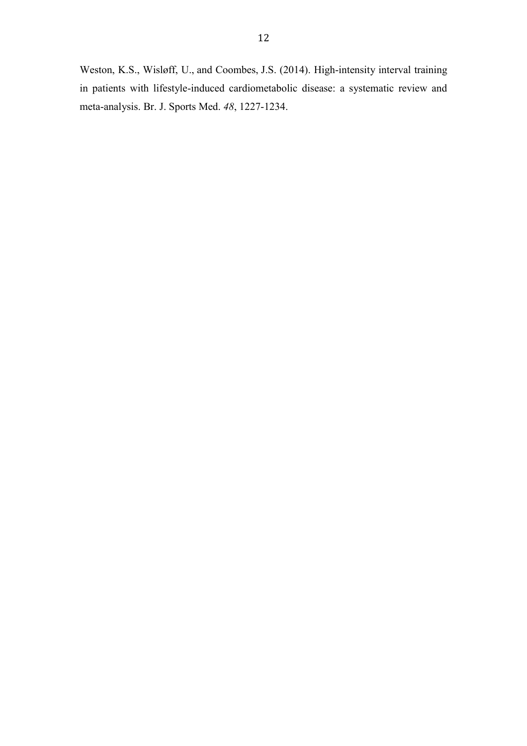Weston, K.S., Wisløff, U., and Coombes, J.S. (2014). High-intensity interval training in patients with lifestyle-induced cardiometabolic disease: a systematic review and meta-analysis. Br. J. Sports Med. *48*, 1227-1234.